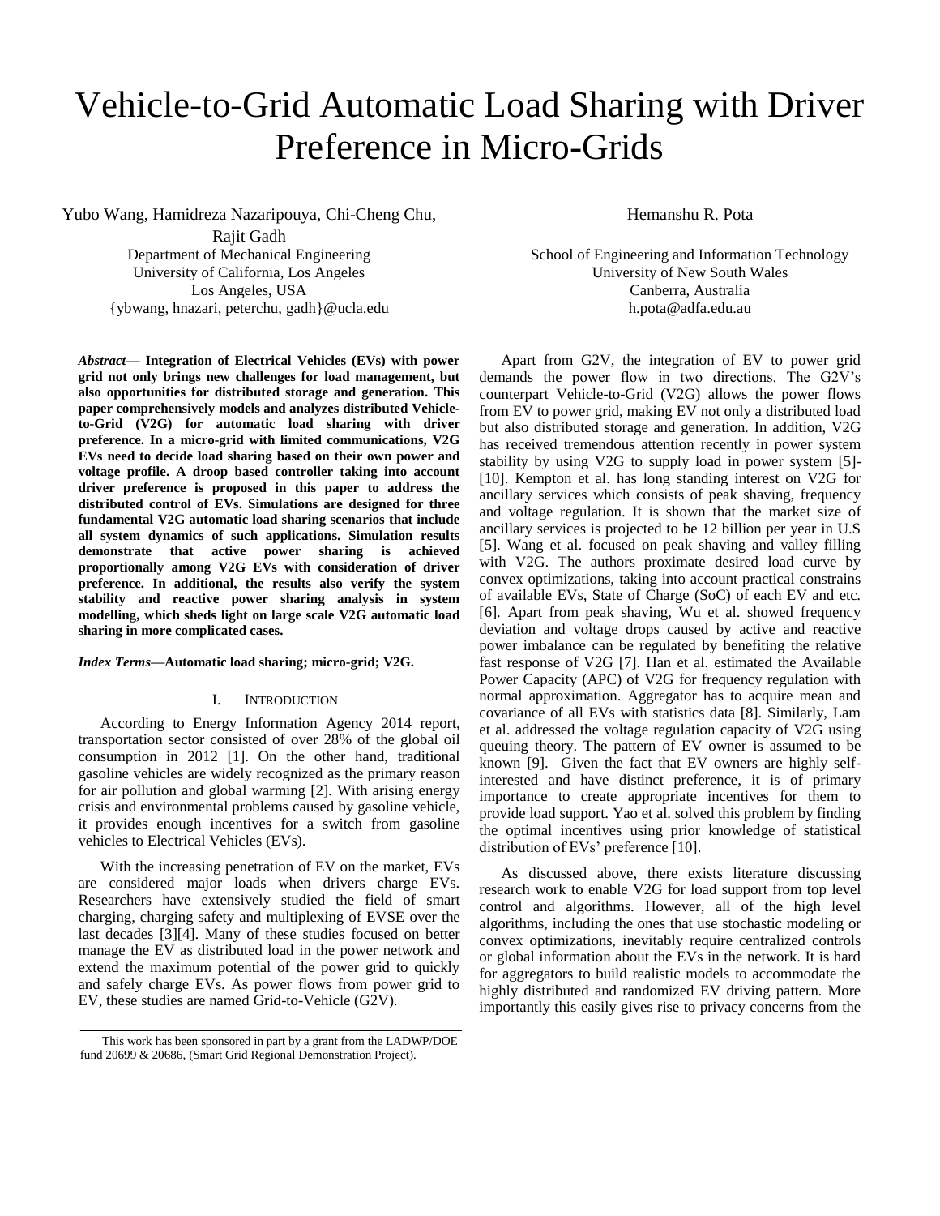# Vehicle-to-Grid Automatic Load Sharing with Driver Preference in Micro-Grids

Yubo Wang, Hamidreza Nazaripouya, Chi-Cheng Chu, Rajit Gadh
Department of Mechanical Engineering
University of California, Los Angeles
Los Angeles, USA
{ybwang, hnazari, peterchu, gadh}@ucla.edu

Hemanshu R. Pota
School of Engineering and Information Technology
University of New South Wales
Canberra, Australia
h.pota@adfa.edu.au

***Abstract*— Integration of Electrical Vehicles (EVs) with power grid not only brings new challenges for load management, but also opportunities for distributed storage and generation. This paper comprehensively models and analyzes distributed Vehicle-to-Grid (V2G) for automatic load sharing with driver preference. In a micro-grid with limited communications, V2G EVs need to decide load sharing based on their own power and voltage profile. A droop based controller taking into account driver preference is proposed in this paper to address the distributed control of EVs. Simulations are designed for three fundamental V2G automatic load sharing scenarios that include all system dynamics of such applications. Simulation results demonstrate that active power sharing is achieved proportionally among V2G EVs with consideration of driver preference. In additional, the results also verify the system stability and reactive power sharing analysis in system modelling, which sheds light on large scale V2G automatic load sharing in more complicated cases.**

***Index Terms*—Automatic load sharing; micro-grid; V2G.**

## I. Introduction

According to Energy Information Agency 2014 report, transportation sector consisted of over 28% of the global oil consumption in 2012 [1]. On the other hand, traditional gasoline vehicles are widely recognized as the primary reason for air pollution and global warming [2]. With arising energy crisis and environmental problems caused by gasoline vehicle, it provides enough incentives for a switch from gasoline vehicles to Electrical Vehicles (EVs).

With the increasing penetration of EV on the market, EVs are considered major loads when drivers charge EVs. Researchers have extensively studied the field of smart charging, charging safety and multiplexing of EVSE over the last decades [3][4]. Many of these studies focused on better manage the EV as distributed load in the power network and extend the maximum potential of the power grid to quickly and safely charge EVs. As power flows from power grid to EV, these studies are named Grid-to-Vehicle (G2V).

Apart from G2V, the integration of EV to power grid demands the power flow in two directions. The G2V's counterpart Vehicle-to-Grid (V2G) allows the power flows from EV to power grid, making EV not only a distributed load but also distributed storage and generation. In addition, V2G has received tremendous attention recently in power system stability by using V2G to supply load in power system [5]-[10]. Kempton et al. has long standing interest on V2G for ancillary services which consists of peak shaving, frequency and voltage regulation. It is shown that the market size of ancillary services is projected to be 12 billion per year in U.S [5]. Wang et al. focused on peak shaving and valley filling with V2G. The authors proximate desired load curve by convex optimizations, taking into account practical constrains of available EVs, State of Charge (SoC) of each EV and etc. [6]. Apart from peak shaving, Wu et al. showed frequency deviation and voltage drops caused by active and reactive power imbalance can be regulated by benefiting the relative fast response of V2G [7]. Han et al. estimated the Available Power Capacity (APC) of V2G for frequency regulation with normal approximation. Aggregator has to acquire mean and covariance of all EVs with statistics data [8]. Similarly, Lam et al. addressed the voltage regulation capacity of V2G using queuing theory. The pattern of EV owner is assumed to be known [9]. Given the fact that EV owners are highly self-interested and have distinct preference, it is of primary importance to create appropriate incentives for them to provide load support. Yao et al. solved this problem by finding the optimal incentives using prior knowledge of statistical distribution of EVs' preference [10].

As discussed above, there exists literature discussing research work to enable V2G for load support from top level control and algorithms. However, all of the high level algorithms, including the ones that use stochastic modeling or convex optimizations, inevitably require centralized controls or global information about the EVs in the network. It is hard for aggregators to build realistic models to accommodate the highly distributed and randomized EV driving pattern. More importantly this easily gives rise to privacy concerns from the

This work has been sponsored in part by a grant from the LADWP/DOE fund 20699 & 20686, (Smart Grid Regional Demonstration Project).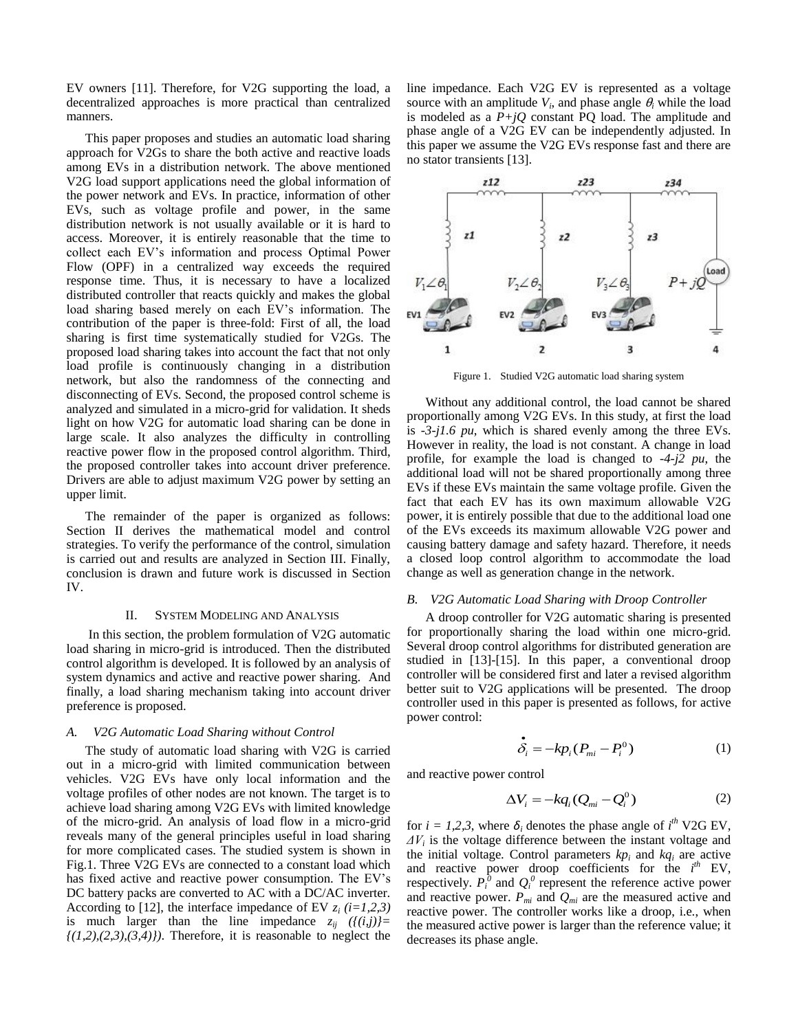EV owners [11]. Therefore, for V2G supporting the load, a decentralized approaches is more practical than centralized manners.

This paper proposes and studies an automatic load sharing approach for V2Gs to share the both active and reactive loads among EVs in a distribution network. The above mentioned V2G load support applications need the global information of the power network and EVs. In practice, information of other EVs, such as voltage profile and power, in the same distribution network is not usually available or it is hard to access. Moreover, it is entirely reasonable that the time to collect each EV's information and process Optimal Power Flow (OPF) in a centralized way exceeds the required response time. Thus, it is necessary to have a localized distributed controller that reacts quickly and makes the global load sharing based merely on each EV's information. The contribution of the paper is three-fold: First of all, the load sharing is first time systematically studied for V2Gs. The proposed load sharing takes into account the fact that not only load profile is continuously changing in a distribution network, but also the randomness of the connecting and disconnecting of EVs. Second, the proposed control scheme is analyzed and simulated in a micro-grid for validation. It sheds light on how V2G for automatic load sharing can be done in large scale. It also analyzes the difficulty in controlling reactive power flow in the proposed control algorithm. Third, the proposed controller takes into account driver preference. Drivers are able to adjust maximum V2G power by setting an upper limit.

The remainder of the paper is organized as follows: Section II derives the mathematical model and control strategies. To verify the performance of the control, simulation is carried out and results are analyzed in Section III. Finally, conclusion is drawn and future work is discussed in Section IV.

## II. System Modeling and Analysis

In this section, the problem formulation of V2G automatic load sharing in micro-grid is introduced. Then the distributed control algorithm is developed. It is followed by an analysis of system dynamics and active and reactive power sharing. And finally, a load sharing mechanism taking into account driver preference is proposed.

### A. V2G Automatic Load Sharing without Control

The study of automatic load sharing with V2G is carried out in a micro-grid with limited communication between vehicles. V2G EVs have only local information and the voltage profiles of other nodes are not known. The target is to achieve load sharing among V2G EVs with limited knowledge of the micro-grid. An analysis of load flow in a micro-grid reveals many of the general principles useful in load sharing for more complicated cases. The studied system is shown in Fig.1. Three V2G EVs are connected to a constant load which has fixed active and reactive power consumption. The EV's DC battery packs are converted to AC with a DC/AC inverter. According to [12], the interface impedance of EV $z_i$ $(i=1,2,3)$ is much larger than the line impedance $z_{ij}$ $(\{(i,j)\}=\{(1,2),(2,3),(3,4)\})$. Therefore, it is reasonable to neglect the line impedance. Each V2G EV is represented as a voltage source with an amplitude $V_i$, and phase angle $\theta_i$ while the load is modeled as a $P+jQ$ constant PQ load. The amplitude and phase angle of a V2G EV can be independently adjusted. In this paper we assume the V2G EVs response fast and there are no stator transients [13].

Figure 1. Studied V2G automatic load sharing system

Without any additional control, the load cannot be shared proportionally among V2G EVs. In this study, at first the load is *-3-j1.6 pu*, which is shared evenly among the three EVs. However in reality, the load is not constant. A change in load profile, for example the load is changed to *-4-j2 pu*, the additional load will not be shared proportionally among three EVs if these EVs maintain the same voltage profile. Given the fact that each EV has its own maximum allowable V2G power, it is entirely possible that due to the additional load one of the EVs exceeds its maximum allowable V2G power and causing battery damage and safety hazard. Therefore, it needs a closed loop control algorithm to accommodate the load change as well as generation change in the network.

### B. V2G Automatic Load Sharing with Droop Controller

A droop controller for V2G automatic sharing is presented for proportionally sharing the load within one micro-grid. Several droop control algorithms for distributed generation are studied in [13]-[15]. In this paper, a conventional droop controller will be considered first and later a revised algorithm better suit to V2G applications will be presented. The droop controller used in this paper is presented as follows, for active power control:

$$\dot{\delta}_i = -kp_i(P_{mi} - P_i^0) \tag{1}$$

and reactive power control

$$\Delta V_i = -kq_i(Q_{mi} - Q_i^0) \tag{2}$$

for $i = 1,2,3$, where $\delta_i$ denotes the phase angle of $i^{th}$ V2G EV, $\Delta V_i$ is the voltage difference between the instant voltage and the initial voltage. Control parameters $kp_i$ and $kq_i$ are active and reactive power droop coefficients for the $i^{th}$ EV, respectively. $P_i^0$ and $Q_i^0$ represent the reference active power and reactive power. $P_{mi}$ and $Q_{mi}$ are the measured active and reactive power. The controller works like a droop, i.e., when the measured active power is larger than the reference value; it decreases its phase angle.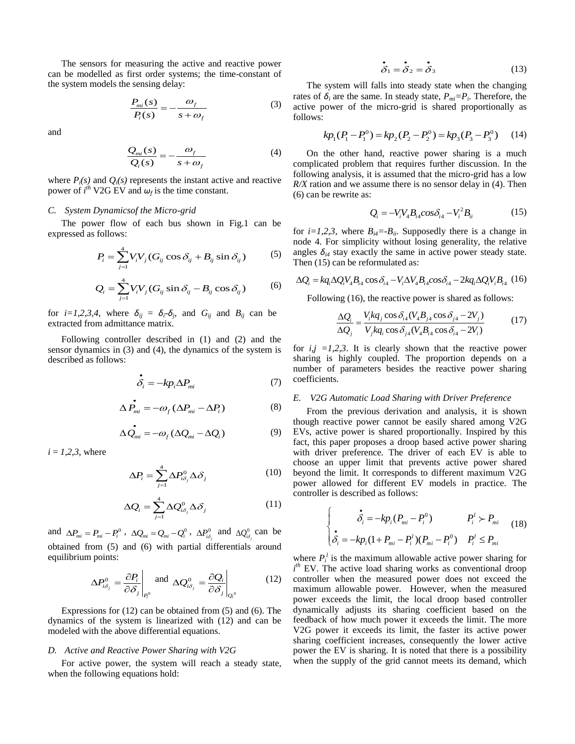The sensors for measuring the active and reactive power can be modelled as first order systems; the time-constant of the system models the sensing delay:

$$\frac{P_{mi}(s)}{P_i(s)} = -\frac{\omega_f}{s+\omega_f} \tag{3}$$

and

$$\frac{Q_{mi}(s)}{Q_i(s)} = -\frac{\omega_f}{s+\omega_f} \tag{4}$$

where $P_i(s)$ and $Q_i(s)$ represents the instant active and reactive power of $i^{th}$ V2G EV and $\omega_f$ is the time constant.

### C. System Dynamicsof the Micro-grid

The power flow of each bus shown in Fig.1 can be expressed as follows:

$$P_i = \sum_{j=1}^{4} V_i V_j (G_{ij}\cos\delta_{ij} + B_{ij}\sin\delta_{ij}) \tag{5}$$

$$Q_i = \sum_{j=1}^{4} V_i V_j (G_{ij}\sin\delta_{ij} - B_{ij}\cos\delta_{ij}) \tag{6}$$

for $i=1,2,3,4$, where $\delta_{ij} = \delta_i - \delta_j$, and $G_{ij}$ and $B_{ij}$ can be extracted from admittance matrix.

Following controller described in (1) and (2) and the sensor dynamics in (3) and (4), the dynamics of the system is described as follows:

$$\dot{\delta}_i = -kp_i \Delta P_{mi} \tag{7}$$

$$\Delta \dot{P}_{mi} = -\omega_f (\Delta P_{mi} - \Delta P_i) \tag{8}$$

$$\Delta \dot{Q}_{mi} = -\omega_f (\Delta Q_{mi} - \Delta Q_i) \tag{9}$$

$i = 1,2,3$, where

$$\Delta P_i = \sum_{j=1}^{4} \Delta P^0_{i\delta_j} \Delta\delta_j \tag{10}$$

$$\Delta Q_i = \sum_{j=1}^{4} \Delta Q^0_{i\delta_j} \Delta\delta_j \tag{11}$$

and $\Delta P_{mi} = P_{mi} - P_i^0$, $\Delta Q_{mi} = Q_{mi} - Q_i^0$, $\Delta P^0_{i\delta_j}$ and $\Delta Q^0_{i\delta_j}$ can be obtained from (5) and (6) with partial differentials around equilibrium points:

$$\Delta P^0_{i\delta_j} = \left.\frac{\partial P_i}{\partial \delta_j}\right|_{P_i^0} \text{ and } \Delta Q^0_{i\delta_j} = \left.\frac{\partial Q_i}{\partial \delta_j}\right|_{Q_i^0} \tag{12}$$

Expressions for (12) can be obtained from (5) and (6). The dynamics of the system is linearized with (12) and can be modeled with the above differential equations.

### D. Active and Reactive Power Sharing with V2G

For active power, the system will reach a steady state, when the following equations hold:

$$\dot{\delta}_1 = \dot{\delta}_2 = \dot{\delta}_3 \tag{13}$$

The system will falls into steady state when the changing rates of $\delta_i$ are the same. In steady state, $P_{mi}=P_i$. Therefore, the active power of the micro-grid is shared proportionally as follows:

$$kp_1(P_1 - P_1^0) = kp_2(P_2 - P_2^0) = kp_3(P_3 - P_3^0) \tag{14}$$

On the other hand, reactive power sharing is a much complicated problem that requires further discussion. In the following analysis, it is assumed that the micro-grid has a low *R/X* ration and we assume there is no sensor delay in (4). Then (6) can be rewrite as:

$$Q_i = -V_i V_4 B_{i4} \cos\delta_{i4} - V_i^2 B_{ii} \tag{15}$$

for $i=1,2,3$, where $B_{i4}=-B_{ii}$. Supposedly there is a change in node 4. For simplicity without losing generality, the relative angles $\delta_{i4}$ stay exactly the same in active power steady state. Then (15) can be reformulated as:

$$\Delta Q_i = kq_i \Delta Q_i V_4 B_{i4}\cos\delta_{i4} - V_i \Delta V_4 B_{i4}\cos\delta_{i4} - 2kq_i \Delta Q_i V_i B_{i4} \tag{16}$$

Following (16), the reactive power is shared as follows:

$$\frac{\Delta Q_i}{\Delta Q_j} = \frac{V_i kq_j \cos\delta_{i4}(V_4 B_{j4}\cos\delta_{j4} - 2V_j)}{V_j kq_i \cos\delta_{j4}(V_4 B_{i4}\cos\delta_{i4} - 2V_i)} \tag{17}$$

for $i,j = 1,2,3$. It is clearly shown that the reactive power sharing is highly coupled. The proportion depends on a number of parameters besides the reactive power sharing coefficients.

### E. V2G Automatic Load Sharing with Driver Preference

From the previous derivation and analysis, it is shown though reactive power cannot be easily shared among V2G EVs, active power is shared proportionally. Inspired by this fact, this paper proposes a droop based active power sharing with driver preference. The driver of each EV is able to choose an upper limit that prevents active power shared beyond the limit. It corresponds to different maximum V2G power allowed for different EV models in practice. The controller is described as follows:

$$\begin{cases} \dot{\delta}_i = -kp_i(P_{mi} - P_i^0) & P_i^l \succ P_{mi} \\ \dot{\delta}_i = -kp_i(1 + P_{mi} - P_i^l)(P_{mi} - P_i^0) & P_i^l \le P_{mi} \end{cases} \tag{18}$$

where $P_i^l$ is the maximum allowable active power sharing for $i^{th}$ EV. The active load sharing works as conventional droop controller when the measured power does not exceed the maximum allowable power. However, when the measured power exceeds the limit, the local droop based controller dynamically adjusts its sharing coefficient based on the feedback of how much power it exceeds the limit. The more V2G power it exceeds its limit, the faster its active power sharing coefficient increases, consequently the lower active power the EV is sharing. It is noted that there is a possibility when the supply of the grid cannot meets its demand, which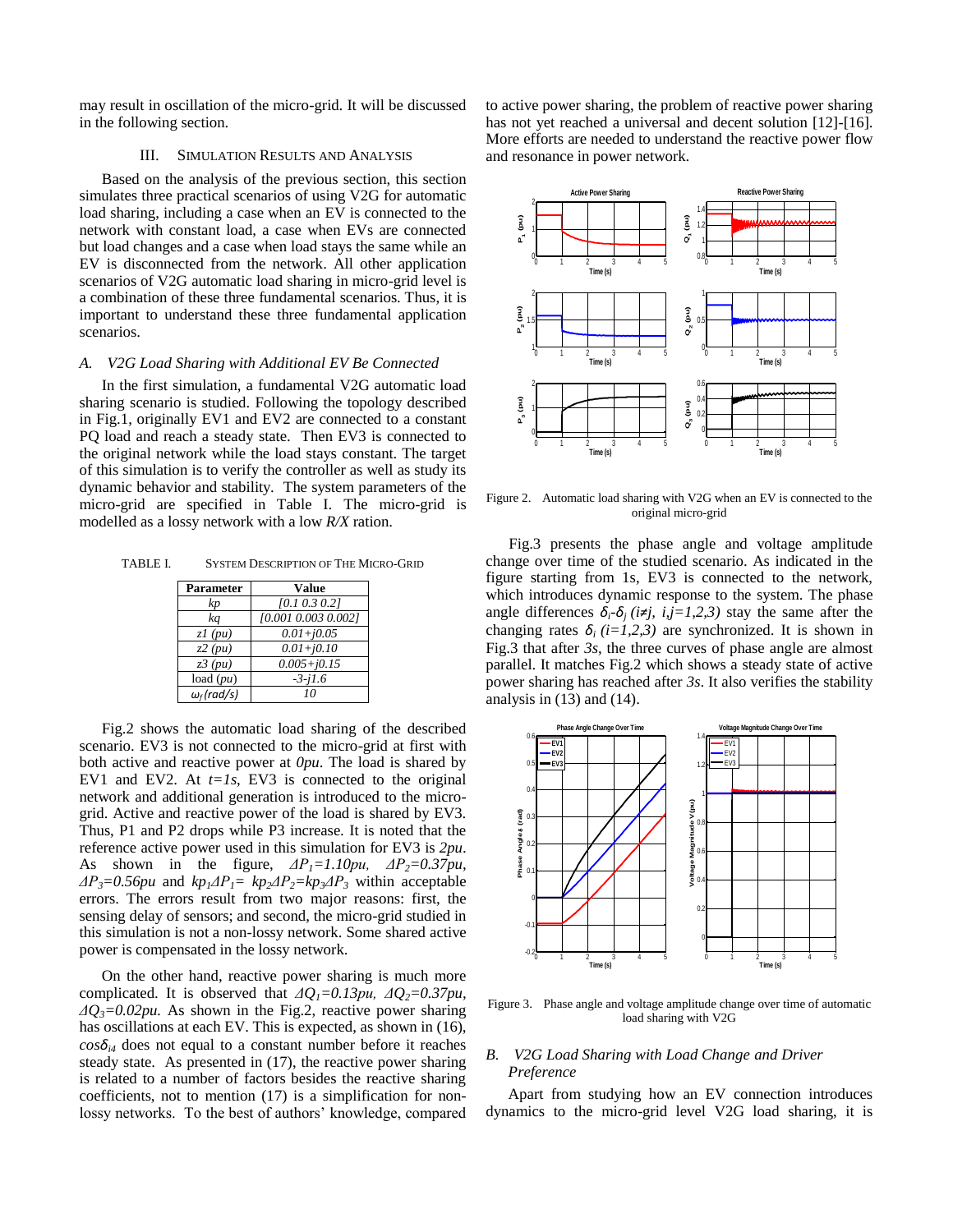may result in oscillation of the micro-grid. It will be discussed in the following section.

## III. Simulation Results and Analysis

Based on the analysis of the previous section, this section simulates three practical scenarios of using V2G for automatic load sharing, including a case when an EV is connected to the network with constant load, a case when EVs are connected but load changes and a case when load stays the same while an EV is disconnected from the network. All other application scenarios of V2G automatic load sharing in micro-grid level is a combination of these three fundamental scenarios. Thus, it is important to understand these three fundamental application scenarios.

### *A. V2G Load Sharing with Additional EV Be Connected*

In the first simulation, a fundamental V2G automatic load sharing scenario is studied. Following the topology described in Fig.1, originally EV1 and EV2 are connected to a constant PQ load and reach a steady state. Then EV3 is connected to the original network while the load stays constant. The target of this simulation is to verify the controller as well as study its dynamic behavior and stability. The system parameters of the micro-grid are specified in Table I. The micro-grid is modelled as a lossy network with a low *R/X* ration.

TABLE I. System Description of the Micro-Grid

| Parameter | Value |
| --- | --- |
| *kp* | *[0.1 0.3 0.2]* |
| *kq* | *[0.001 0.003 0.002]* |
| *z1 (pu)* | *0.01+j0.05* |
| *z2 (pu)* | *0.01+j0.10* |
| *z3 (pu)* | *0.005+j0.15* |
| load (*pu*) | *-3-j1.6* |
| $\omega_f$ *(rad/s)* | *10* |

Fig.2 shows the automatic load sharing of the described scenario. EV3 is not connected to the micro-grid at first with both active and reactive power at *0pu*. The load is shared by EV1 and EV2. At *t=1s*, EV3 is connected to the original network and additional generation is introduced to the micro-grid. Active and reactive power of the load is shared by EV3. Thus, P1 and P2 drops while P3 increase. It is noted that the reference active power used in this simulation for EV3 is *2pu*. As shown in the figure, $\Delta P_1=1.10pu$, $\Delta P_2=0.37pu$, $\Delta P_3=0.56pu$ and $kp_1\Delta P_1= kp_2\Delta P_2=kp_3\Delta P_3$ within acceptable errors. The errors result from two major reasons: first, the sensing delay of sensors; and second, the micro-grid studied in this simulation is not a non-lossy network. Some shared active power is compensated in the lossy network.

On the other hand, reactive power sharing is much more complicated. It is observed that $\Delta Q_1=0.13pu$, $\Delta Q_2=0.37pu$, $\Delta Q_3=0.02pu$. As shown in the Fig.2, reactive power sharing has oscillations at each EV. This is expected, as shown in (16), $\cos\delta_{i4}$ does not equal to a constant number before it reaches steady state. As presented in (17), the reactive power sharing is related to a number of factors besides the reactive sharing coefficients, not to mention (17) is a simplification for non-lossy networks. To the best of authors' knowledge, compared to active power sharing, the problem of reactive power sharing has not yet reached a universal and decent solution [12]-[16]. More efforts are needed to understand the reactive power flow and resonance in power network.

Figure 2. Automatic load sharing with V2G when an EV is connected to the original micro-grid

Fig.3 presents the phase angle and voltage amplitude change over time of the studied scenario. As indicated in the figure starting from 1s, EV3 is connected to the network, which introduces dynamic response to the system. The phase angle differences $\delta_i$-$\delta_j$ *(i≠j, i,j=1,2,3)* stay the same after the changing rates $\delta_i$ *(i=1,2,3)* are synchronized. It is shown in Fig.3 that after *3s*, the three curves of phase angle are almost parallel. It matches Fig.2 which shows a steady state of active power sharing has reached after *3s*. It also verifies the stability analysis in (13) and (14).

Figure 3. Phase angle and voltage amplitude change over time of automatic load sharing with V2G

### *B. V2G Load Sharing with Load Change and Driver Preference*

Apart from studying how an EV connection introduces dynamics to the micro-grid level V2G load sharing, it is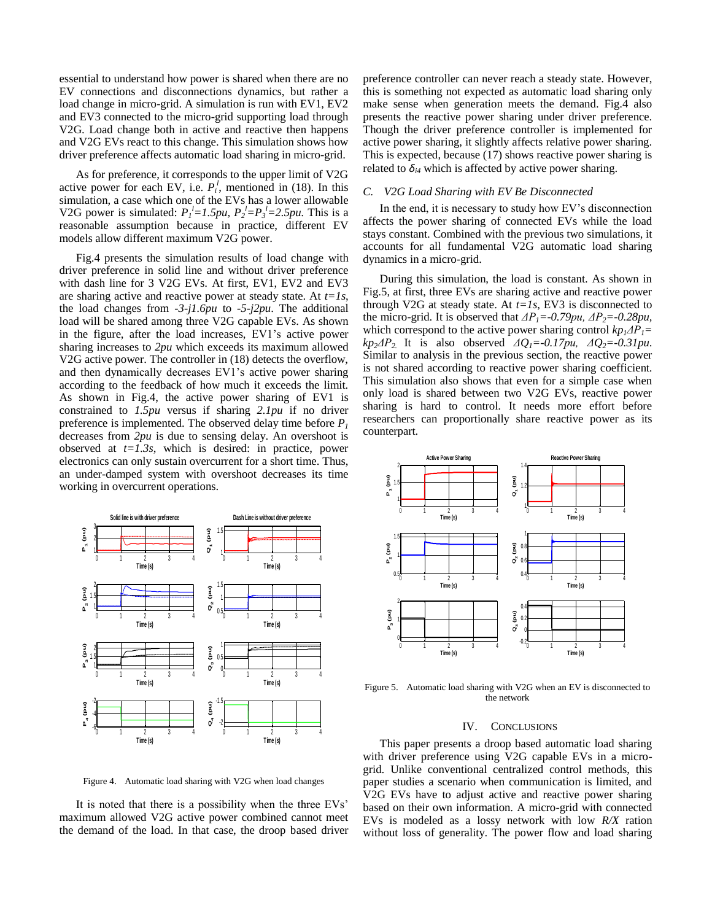essential to understand how power is shared when there are no EV connections and disconnections dynamics, but rather a load change in micro-grid. A simulation is run with EV1, EV2 and EV3 connected to the micro-grid supporting load through V2G. Load change both in active and reactive then happens and V2G EVs react to this change. This simulation shows how driver preference affects automatic load sharing in micro-grid.

As for preference, it corresponds to the upper limit of V2G active power for each EV, i.e. $P_i^l$, mentioned in (18). In this simulation, a case which one of the EVs has a lower allowable V2G power is simulated: $P_1^l=1.5pu$, $P_2^l=P_3^l=2.5pu$. This is a reasonable assumption because in practice, different EV models allow different maximum V2G power.

Fig.4 presents the simulation results of load change with driver preference in solid line and without driver preference with dash line for 3 V2G EVs. At first, EV1, EV2 and EV3 are sharing active and reactive power at steady state. At $t=1s$, the load changes from $-3-j1.6pu$ to $-5-j2pu$. The additional load will be shared among three V2G capable EVs. As shown in the figure, after the load increases, EV1's active power sharing increases to $2pu$ which exceeds its maximum allowed V2G active power. The controller in (18) detects the overflow, and then dynamically decreases EV1's active power sharing according to the feedback of how much it exceeds the limit. As shown in Fig.4, the active power sharing of EV1 is constrained to $1.5pu$ versus if sharing $2.1pu$ if no driver preference is implemented. The observed delay time before $P_1$ decreases from $2pu$ is due to sensing delay. An overshoot is observed at $t=1.3s$, which is desired: in practice, power electronics can only sustain overcurrent for a short time. Thus, an under-damped system with overshoot decreases its time working in overcurrent operations.

Figure 4. Automatic load sharing with V2G when load changes

It is noted that there is a possibility when the three EVs' maximum allowed V2G active power combined cannot meet the demand of the load. In that case, the droop based driver preference controller can never reach a steady state. However, this is something not expected as automatic load sharing only make sense when generation meets the demand. Fig.4 also presents the reactive power sharing under driver preference. Though the driver preference controller is implemented for active power sharing, it slightly affects relative power sharing. This is expected, because (17) shows reactive power sharing is related to $\delta_{i4}$ which is affected by active power sharing.

### C. V2G Load Sharing with EV Be Disconnected

In the end, it is necessary to study how EV's disconnection affects the power sharing of connected EVs while the load stays constant. Combined with the previous two simulations, it accounts for all fundamental V2G automatic load sharing dynamics in a micro-grid.

During this simulation, the load is constant. As shown in Fig.5, at first, three EVs are sharing active and reactive power through V2G at steady state. At $t=1s$, EV3 is disconnected to the micro-grid. It is observed that $\Delta P_1=-0.79pu$, $\Delta P_2=-0.28pu$, which correspond to the active power sharing control $kp_1\Delta P_1= kp_2\Delta P_2$. It is also observed $\Delta Q_1=-0.17pu$, $\Delta Q_2=-0.31pu$. Similar to analysis in the previous section, the reactive power is not shared according to reactive power sharing coefficient. This simulation also shows that even for a simple case when only load is shared between two V2G EVs, reactive power sharing is hard to control. It needs more effort before researchers can proportionally share reactive power as its counterpart.

Figure 5. Automatic load sharing with V2G when an EV is disconnected to the network

## IV. Conclusions

This paper presents a droop based automatic load sharing with driver preference using V2G capable EVs in a micro-grid. Unlike conventional centralized control methods, this paper studies a scenario when communication is limited, and V2G EVs have to adjust active and reactive power sharing based on their own information. A micro-grid with connected EVs is modeled as a lossy network with low $R/X$ ration without loss of generality. The power flow and load sharing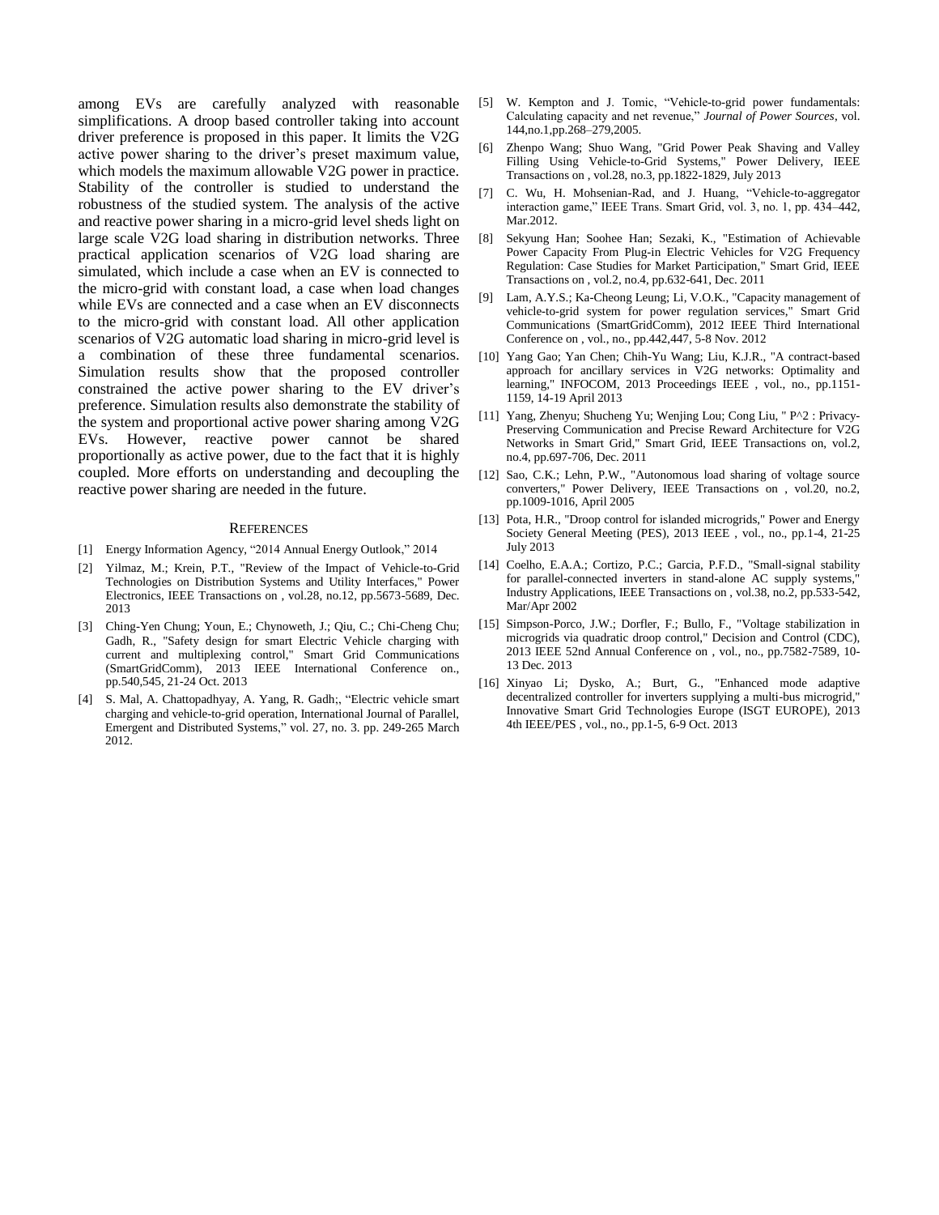among EVs are carefully analyzed with reasonable simplifications. A droop based controller taking into account driver preference is proposed in this paper. It limits the V2G active power sharing to the driver's preset maximum value, which models the maximum allowable V2G power in practice. Stability of the controller is studied to understand the robustness of the studied system. The analysis of the active and reactive power sharing in a micro-grid level sheds light on large scale V2G load sharing in distribution networks. Three practical application scenarios of V2G load sharing are simulated, which include a case when an EV is connected to the micro-grid with constant load, a case when load changes while EVs are connected and a case when an EV disconnects to the micro-grid with constant load. All other application scenarios of V2G automatic load sharing in micro-grid level is a combination of these three fundamental scenarios. Simulation results show that the proposed controller constrained the active power sharing to the EV driver's preference. Simulation results also demonstrate the stability of the system and proportional active power sharing among V2G EVs. However, reactive power cannot be shared proportionally as active power, due to the fact that it is highly coupled. More efforts on understanding and decoupling the reactive power sharing are needed in the future.

## References

[1] Energy Information Agency, "2014 Annual Energy Outlook," 2014

[2] Yilmaz, M.; Krein, P.T., "Review of the Impact of Vehicle-to-Grid Technologies on Distribution Systems and Utility Interfaces," Power Electronics, IEEE Transactions on , vol.28, no.12, pp.5673-5689, Dec. 2013

[3] Ching-Yen Chung; Youn, E.; Chynoweth, J.; Qiu, C.; Chi-Cheng Chu; Gadh, R., "Safety design for smart Electric Vehicle charging with current and multiplexing control," Smart Grid Communications (SmartGridComm), 2013 IEEE International Conference on., pp.540,545, 21-24 Oct. 2013

[4] S. Mal, A. Chattopadhyay, A. Yang, R. Gadh;, "Electric vehicle smart charging and vehicle-to-grid operation, International Journal of Parallel, Emergent and Distributed Systems," vol. 27, no. 3. pp. 249-265 March 2012.

[5] W. Kempton and J. Tomic, "Vehicle-to-grid power fundamentals: Calculating capacity and net revenue," *Journal of Power Sources*, vol. 144,no.1,pp.268–279,2005.

[6] Zhenpo Wang; Shuo Wang, "Grid Power Peak Shaving and Valley Filling Using Vehicle-to-Grid Systems," Power Delivery, IEEE Transactions on , vol.28, no.3, pp.1822-1829, July 2013

[7] C. Wu, H. Mohsenian-Rad, and J. Huang, "Vehicle-to-aggregator interaction game," IEEE Trans. Smart Grid, vol. 3, no. 1, pp. 434–442, Mar.2012.

[8] Sekyung Han; Soohee Han; Sezaki, K., "Estimation of Achievable Power Capacity From Plug-in Electric Vehicles for V2G Frequency Regulation: Case Studies for Market Participation," Smart Grid, IEEE Transactions on , vol.2, no.4, pp.632-641, Dec. 2011

[9] Lam, A.Y.S.; Ka-Cheong Leung; Li, V.O.K., "Capacity management of vehicle-to-grid system for power regulation services," Smart Grid Communications (SmartGridComm), 2012 IEEE Third International Conference on , vol., no., pp.442,447, 5-8 Nov. 2012

[10] Yang Gao; Yan Chen; Chih-Yu Wang; Liu, K.J.R., "A contract-based approach for ancillary services in V2G networks: Optimality and learning," INFOCOM, 2013 Proceedings IEEE , vol., no., pp.1151-1159, 14-19 April 2013

[11] Yang, Zhenyu; Shucheng Yu; Wenjing Lou; Cong Liu, " P^2 : Privacy-Preserving Communication and Precise Reward Architecture for V2G Networks in Smart Grid," Smart Grid, IEEE Transactions on, vol.2, no.4, pp.697-706, Dec. 2011

[12] Sao, C.K.; Lehn, P.W., "Autonomous load sharing of voltage source converters," Power Delivery, IEEE Transactions on , vol.20, no.2, pp.1009-1016, April 2005

[13] Pota, H.R., "Droop control for islanded microgrids," Power and Energy Society General Meeting (PES), 2013 IEEE , vol., no., pp.1-4, 21-25 July 2013

[14] Coelho, E.A.A.; Cortizo, P.C.; Garcia, P.F.D., "Small-signal stability for parallel-connected inverters in stand-alone AC supply systems," Industry Applications, IEEE Transactions on , vol.38, no.2, pp.533-542, Mar/Apr 2002

[15] Simpson-Porco, J.W.; Dorfler, F.; Bullo, F., "Voltage stabilization in microgrids via quadratic droop control," Decision and Control (CDC), 2013 IEEE 52nd Annual Conference on , vol., no., pp.7582-7589, 10-13 Dec. 2013

[16] Xinyao Li; Dysko, A.; Burt, G., "Enhanced mode adaptive decentralized controller for inverters supplying a multi-bus microgrid," Innovative Smart Grid Technologies Europe (ISGT EUROPE), 2013 4th IEEE/PES , vol., no., pp.1-5, 6-9 Oct. 2013